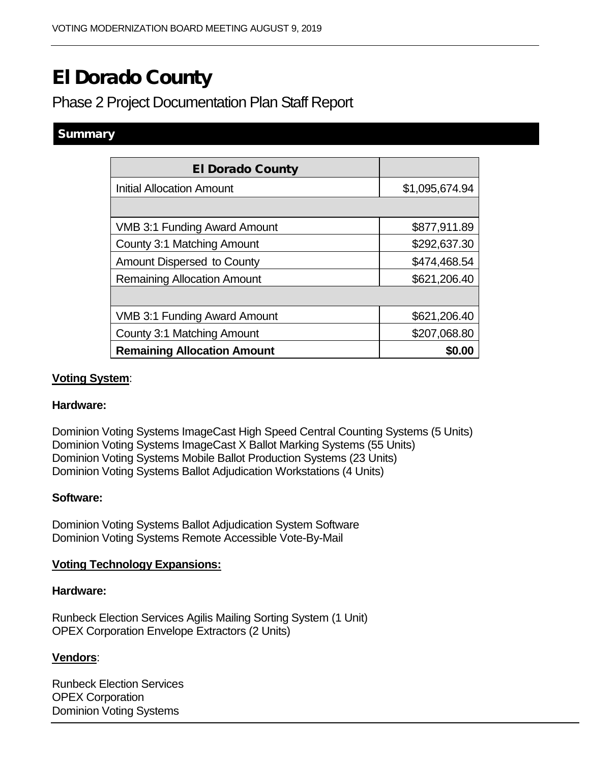# El Dorado County

## Phase 2 Project Documentation Plan Staff Report

### Summary

| El Dorado County | |
|---|---:|
| Initial Allocation Amount | $1,095,674.94 |
| | |
| VMB 3:1 Funding Award Amount | $877,911.89 |
| County 3:1 Matching Amount | $292,637.30 |
| Amount Dispersed to County | $474,468.54 |
| Remaining Allocation Amount | $621,206.40 |
| | |
| VMB 3:1 Funding Award Amount | $621,206.40 |
| County 3:1 Matching Amount | $207,068.80 |
| **Remaining Allocation Amount** | **$0.00** |

**Voting System**:

**Hardware:**

Dominion Voting Systems ImageCast High Speed Central Counting Systems (5 Units)
Dominion Voting Systems ImageCast X Ballot Marking Systems (55 Units)
Dominion Voting Systems Mobile Ballot Production Systems (23 Units)
Dominion Voting Systems Ballot Adjudication Workstations (4 Units)

**Software:**

Dominion Voting Systems Ballot Adjudication System Software
Dominion Voting Systems Remote Accessible Vote-By-Mail

**Voting Technology Expansions:**

**Hardware:**

Runbeck Election Services Agilis Mailing Sorting System (1 Unit)
OPEX Corporation Envelope Extractors (2 Units)

**Vendors**:

Runbeck Election Services
OPEX Corporation
Dominion Voting Systems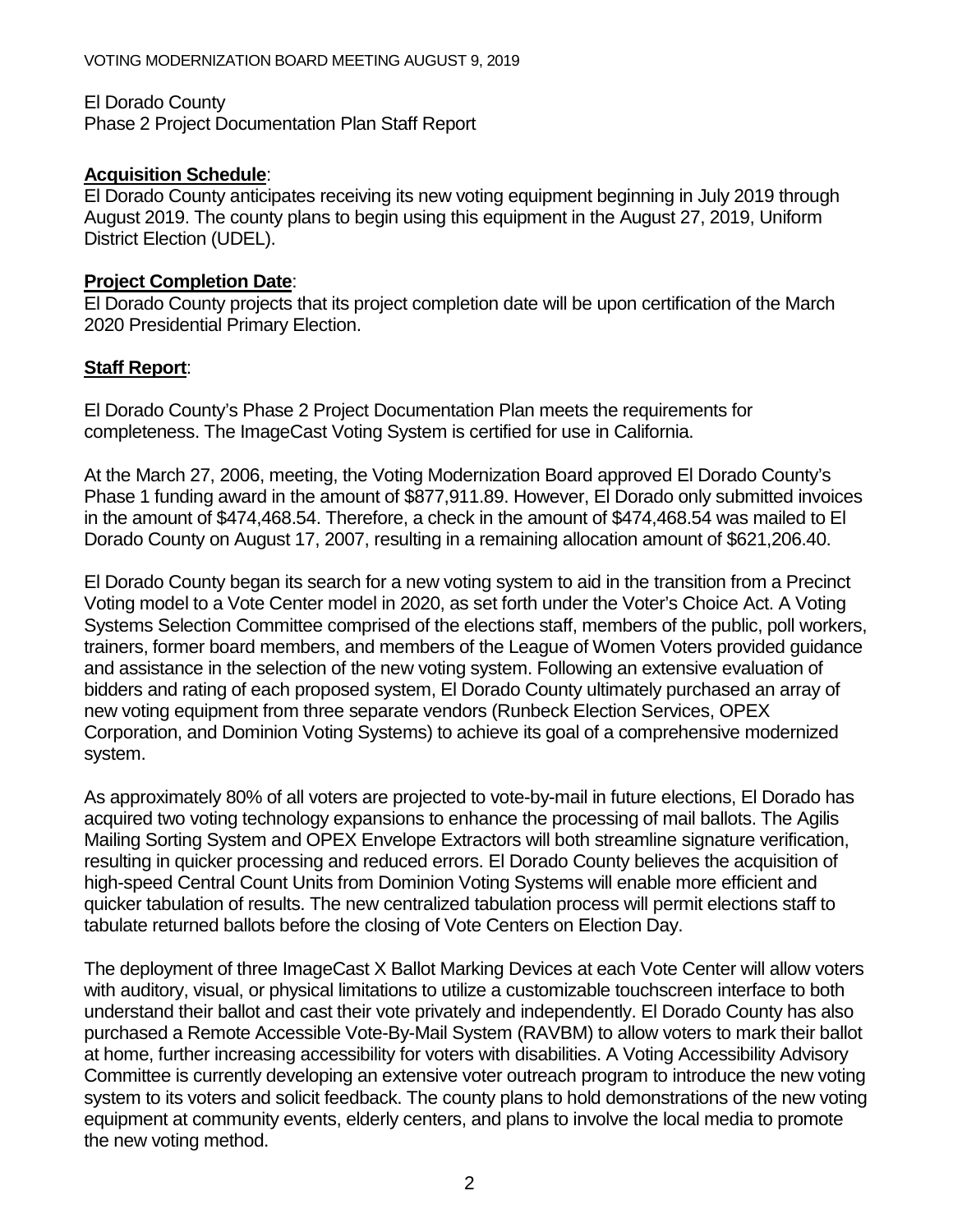El Dorado County
Phase 2 Project Documentation Plan Staff Report

**Acquisition Schedule**:
El Dorado County anticipates receiving its new voting equipment beginning in July 2019 through August 2019. The county plans to begin using this equipment in the August 27, 2019, Uniform District Election (UDEL).

**Project Completion Date**:
El Dorado County projects that its project completion date will be upon certification of the March 2020 Presidential Primary Election.

**Staff Report**:

El Dorado County's Phase 2 Project Documentation Plan meets the requirements for completeness. The ImageCast Voting System is certified for use in California.

At the March 27, 2006, meeting, the Voting Modernization Board approved El Dorado County's Phase 1 funding award in the amount of $877,911.89. However, El Dorado only submitted invoices in the amount of $474,468.54. Therefore, a check in the amount of $474,468.54 was mailed to El Dorado County on August 17, 2007, resulting in a remaining allocation amount of $621,206.40.

El Dorado County began its search for a new voting system to aid in the transition from a Precinct Voting model to a Vote Center model in 2020, as set forth under the Voter's Choice Act. A Voting Systems Selection Committee comprised of the elections staff, members of the public, poll workers, trainers, former board members, and members of the League of Women Voters provided guidance and assistance in the selection of the new voting system. Following an extensive evaluation of bidders and rating of each proposed system, El Dorado County ultimately purchased an array of new voting equipment from three separate vendors (Runbeck Election Services, OPEX Corporation, and Dominion Voting Systems) to achieve its goal of a comprehensive modernized system.

As approximately 80% of all voters are projected to vote-by-mail in future elections, El Dorado has acquired two voting technology expansions to enhance the processing of mail ballots. The Agilis Mailing Sorting System and OPEX Envelope Extractors will both streamline signature verification, resulting in quicker processing and reduced errors. El Dorado County believes the acquisition of high-speed Central Count Units from Dominion Voting Systems will enable more efficient and quicker tabulation of results. The new centralized tabulation process will permit elections staff to tabulate returned ballots before the closing of Vote Centers on Election Day.

The deployment of three ImageCast X Ballot Marking Devices at each Vote Center will allow voters with auditory, visual, or physical limitations to utilize a customizable touchscreen interface to both understand their ballot and cast their vote privately and independently. El Dorado County has also purchased a Remote Accessible Vote-By-Mail System (RAVBM) to allow voters to mark their ballot at home, further increasing accessibility for voters with disabilities. A Voting Accessibility Advisory Committee is currently developing an extensive voter outreach program to introduce the new voting system to its voters and solicit feedback. The county plans to hold demonstrations of the new voting equipment at community events, elderly centers, and plans to involve the local media to promote the new voting method.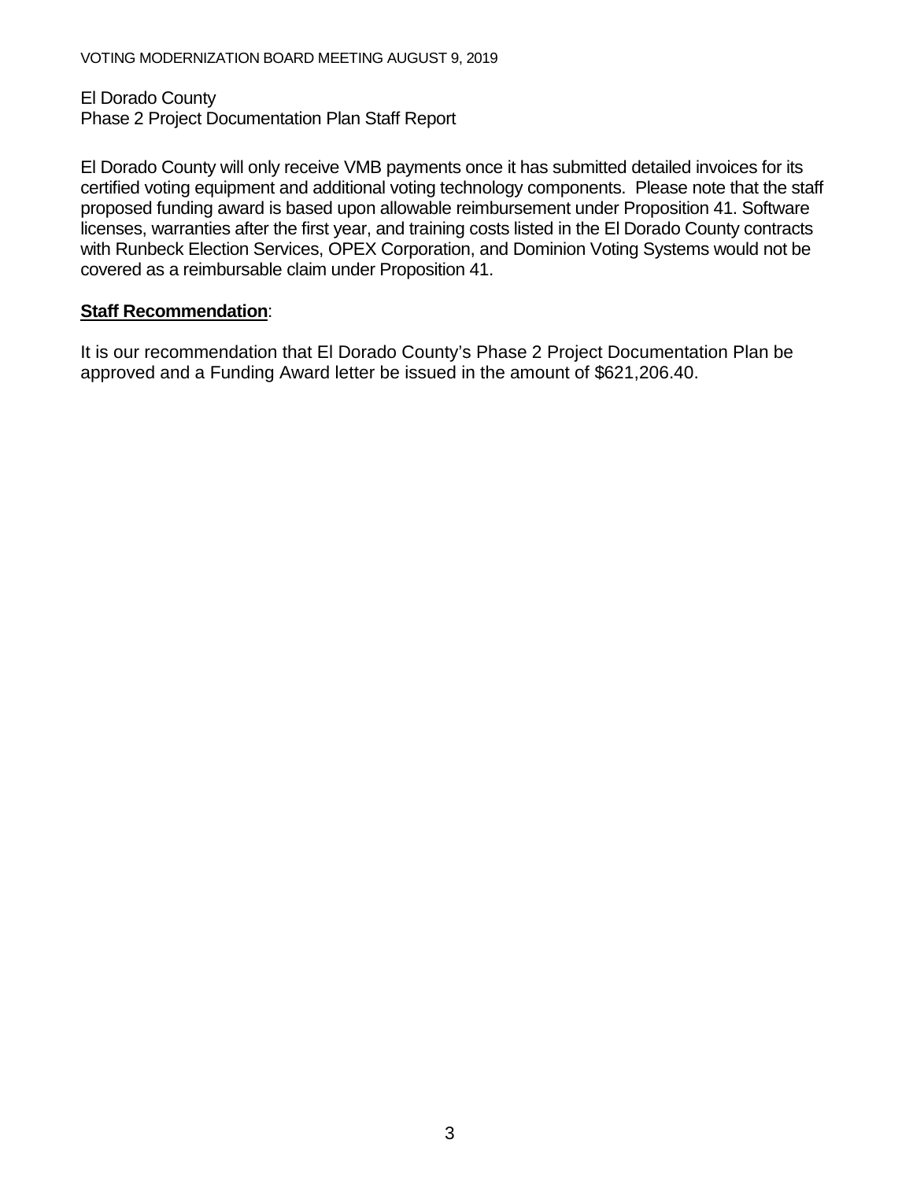El Dorado County
Phase 2 Project Documentation Plan Staff Report

El Dorado County will only receive VMB payments once it has submitted detailed invoices for its certified voting equipment and additional voting technology components. Please note that the staff proposed funding award is based upon allowable reimbursement under Proposition 41. Software licenses, warranties after the first year, and training costs listed in the El Dorado County contracts with Runbeck Election Services, OPEX Corporation, and Dominion Voting Systems would not be covered as a reimbursable claim under Proposition 41.

**Staff Recommendation**:

It is our recommendation that El Dorado County's Phase 2 Project Documentation Plan be approved and a Funding Award letter be issued in the amount of $621,206.40.